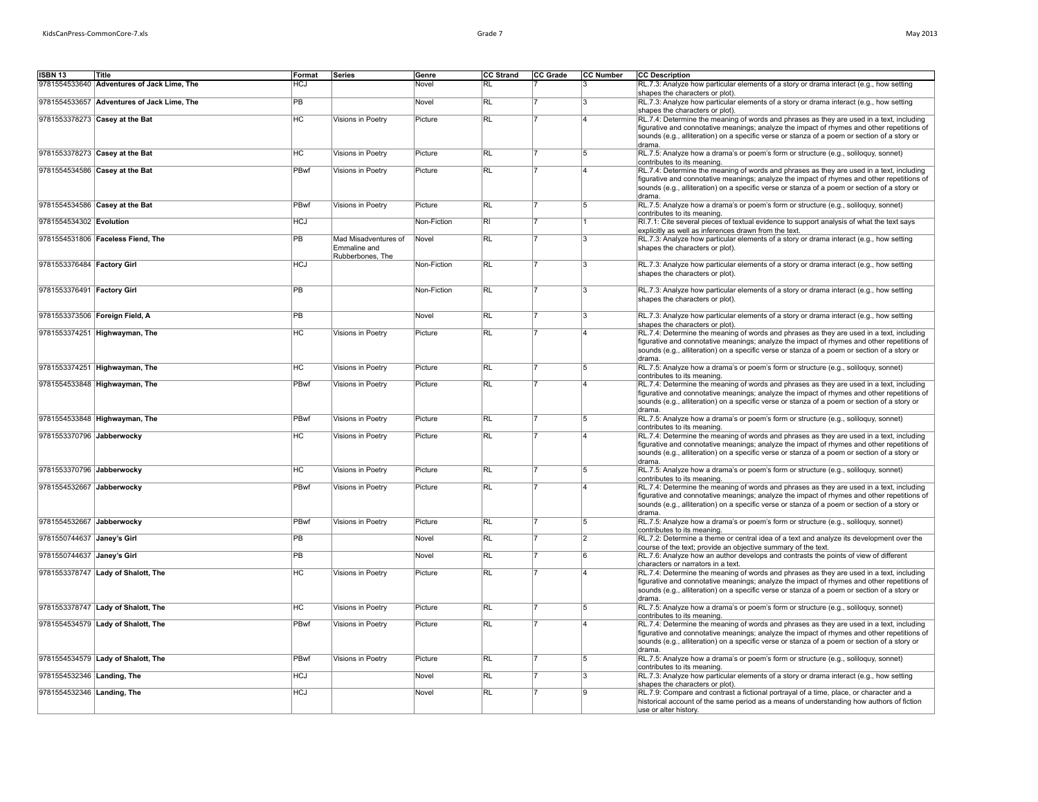| ISBN 13 | Title | Format | Series | Genre | CC Strand | CC Grade | CC Number | CC Description |
|---|---|---|---|---|---|---|---|---|
| 9781554533640 | **Adventures of Jack Lime, The** | HCJ | | Novel | RL | 7 | 3 | RL.7.3: Analyze how particular elements of a story or drama interact (e.g., how setting shapes the characters or plot). |
| 9781554533657 | **Adventures of Jack Lime, The** | PB | | Novel | RL | 7 | 3 | RL.7.3: Analyze how particular elements of a story or drama interact (e.g., how setting shapes the characters or plot). |
| 9781553378273 | **Casey at the Bat** | HC | Visions in Poetry | Picture | RL | 7 | 4 | RL.7.4: Determine the meaning of words and phrases as they are used in a text, including figurative and connotative meanings; analyze the impact of rhymes and other repetitions of sounds (e.g., alliteration) on a specific verse or stanza of a poem or section of a story or drama. |
| 9781553378273 | **Casey at the Bat** | HC | Visions in Poetry | Picture | RL | 7 | 5 | RL.7.5: Analyze how a drama's or poem's form or structure (e.g., soliloquy, sonnet) contributes to its meaning. |
| 9781554534586 | **Casey at the Bat** | PBwf | Visions in Poetry | Picture | RL | 7 | 4 | RL.7.4: Determine the meaning of words and phrases as they are used in a text, including figurative and connotative meanings; analyze the impact of rhymes and other repetitions of sounds (e.g., alliteration) on a specific verse or stanza of a poem or section of a story or drama. |
| 9781554534586 | **Casey at the Bat** | PBwf | Visions in Poetry | Picture | RL | 7 | 5 | RL.7.5: Analyze how a drama's or poem's form or structure (e.g., soliloquy, sonnet) contributes to its meaning. |
| 9781554534302 | **Evolution** | HCJ | | Non-Fiction | RI | 7 | 1 | RI.7.1: Cite several pieces of textual evidence to support analysis of what the text says explicitly as well as inferences drawn from the text. |
| 9781554531806 | **Faceless Fiend, The** | PB | Mad Misadventures of Emmaline and Rubberbones, The | Novel | RL | 7 | 3 | RL.7.3: Analyze how particular elements of a story or drama interact (e.g., how setting shapes the characters or plot). |
| 9781553376484 | **Factory Girl** | HCJ | | Non-Fiction | RL | 7 | 3 | RL.7.3: Analyze how particular elements of a story or drama interact (e.g., how setting shapes the characters or plot). |
| 9781553376491 | **Factory Girl** | PB | | Non-Fiction | RL | 7 | 3 | RL.7.3: Analyze how particular elements of a story or drama interact (e.g., how setting shapes the characters or plot). |
| 9781553373506 | **Foreign Field, A** | PB | | Novel | RL | 7 | 3 | RL.7.3: Analyze how particular elements of a story or drama interact (e.g., how setting shapes the characters or plot). |
| 9781553374251 | **Highwayman, The** | HC | Visions in Poetry | Picture | RL | 7 | 4 | RL.7.4: Determine the meaning of words and phrases as they are used in a text, including figurative and connotative meanings; analyze the impact of rhymes and other repetitions of sounds (e.g., alliteration) on a specific verse or stanza of a poem or section of a story or drama. |
| 9781553374251 | **Highwayman, The** | HC | Visions in Poetry | Picture | RL | 7 | 5 | RL.7.5: Analyze how a drama's or poem's form or structure (e.g., soliloquy, sonnet) contributes to its meaning. |
| 9781554533848 | **Highwayman, The** | PBwf | Visions in Poetry | Picture | RL | 7 | 4 | RL.7.4: Determine the meaning of words and phrases as they are used in a text, including figurative and connotative meanings; analyze the impact of rhymes and other repetitions of sounds (e.g., alliteration) on a specific verse or stanza of a poem or section of a story or drama. |
| 9781554533848 | **Highwayman, The** | PBwf | Visions in Poetry | Picture | RL | 7 | 5 | RL.7.5: Analyze how a drama's or poem's form or structure (e.g., soliloquy, sonnet) contributes to its meaning. |
| 9781553370796 | **Jabberwocky** | HC | Visions in Poetry | Picture | RL | 7 | 4 | RL.7.4: Determine the meaning of words and phrases as they are used in a text, including figurative and connotative meanings; analyze the impact of rhymes and other repetitions of sounds (e.g., alliteration) on a specific verse or stanza of a poem or section of a story or drama. |
| 9781553370796 | **Jabberwocky** | HC | Visions in Poetry | Picture | RL | 7 | 5 | RL.7.5: Analyze how a drama's or poem's form or structure (e.g., soliloquy, sonnet) contributes to its meaning. |
| 9781554532667 | **Jabberwocky** | PBwf | Visions in Poetry | Picture | RL | 7 | 4 | RL.7.4: Determine the meaning of words and phrases as they are used in a text, including figurative and connotative meanings; analyze the impact of rhymes and other repetitions of sounds (e.g., alliteration) on a specific verse or stanza of a poem or section of a story or drama. |
| 9781554532667 | **Jabberwocky** | PBwf | Visions in Poetry | Picture | RL | 7 | 5 | RL.7.5: Analyze how a drama's or poem's form or structure (e.g., soliloquy, sonnet) contributes to its meaning. |
| 9781550744637 | **Janey's Girl** | PB | | Novel | RL | 7 | 2 | RL.7.2: Determine a theme or central idea of a text and analyze its development over the course of the text; provide an objective summary of the text. |
| 9781550744637 | **Janey's Girl** | PB | | Novel | RL | 7 | 6 | RL.7.6: Analyze how an author develops and contrasts the points of view of different characters or narrators in a text. |
| 9781553378747 | **Lady of Shalott, The** | HC | Visions in Poetry | Picture | RL | 7 | 4 | RL.7.4: Determine the meaning of words and phrases as they are used in a text, including figurative and connotative meanings; analyze the impact of rhymes and other repetitions of sounds (e.g., alliteration) on a specific verse or stanza of a poem or section of a story or drama. |
| 9781553378747 | **Lady of Shalott, The** | HC | Visions in Poetry | Picture | RL | 7 | 5 | RL.7.5: Analyze how a drama's or poem's form or structure (e.g., soliloquy, sonnet) contributes to its meaning. |
| 9781554534579 | **Lady of Shalott, The** | PBwf | Visions in Poetry | Picture | RL | 7 | 4 | RL.7.4: Determine the meaning of words and phrases as they are used in a text, including figurative and connotative meanings; analyze the impact of rhymes and other repetitions of sounds (e.g., alliteration) on a specific verse or stanza of a poem or section of a story or drama. |
| 9781554534579 | **Lady of Shalott, The** | PBwf | Visions in Poetry | Picture | RL | 7 | 5 | RL.7.5: Analyze how a drama's or poem's form or structure (e.g., soliloquy, sonnet) contributes to its meaning. |
| 9781554532346 | **Landing, The** | HCJ | | Novel | RL | 7 | 3 | RL.7.3: Analyze how particular elements of a story or drama interact (e.g., how setting shapes the characters or plot). |
| 9781554532346 | **Landing, The** | HCJ | | Novel | RL | 7 | 9 | RL.7.9: Compare and contrast a fictional portrayal of a time, place, or character and a historical account of the same period as a means of understanding how authors of fiction use or alter history. |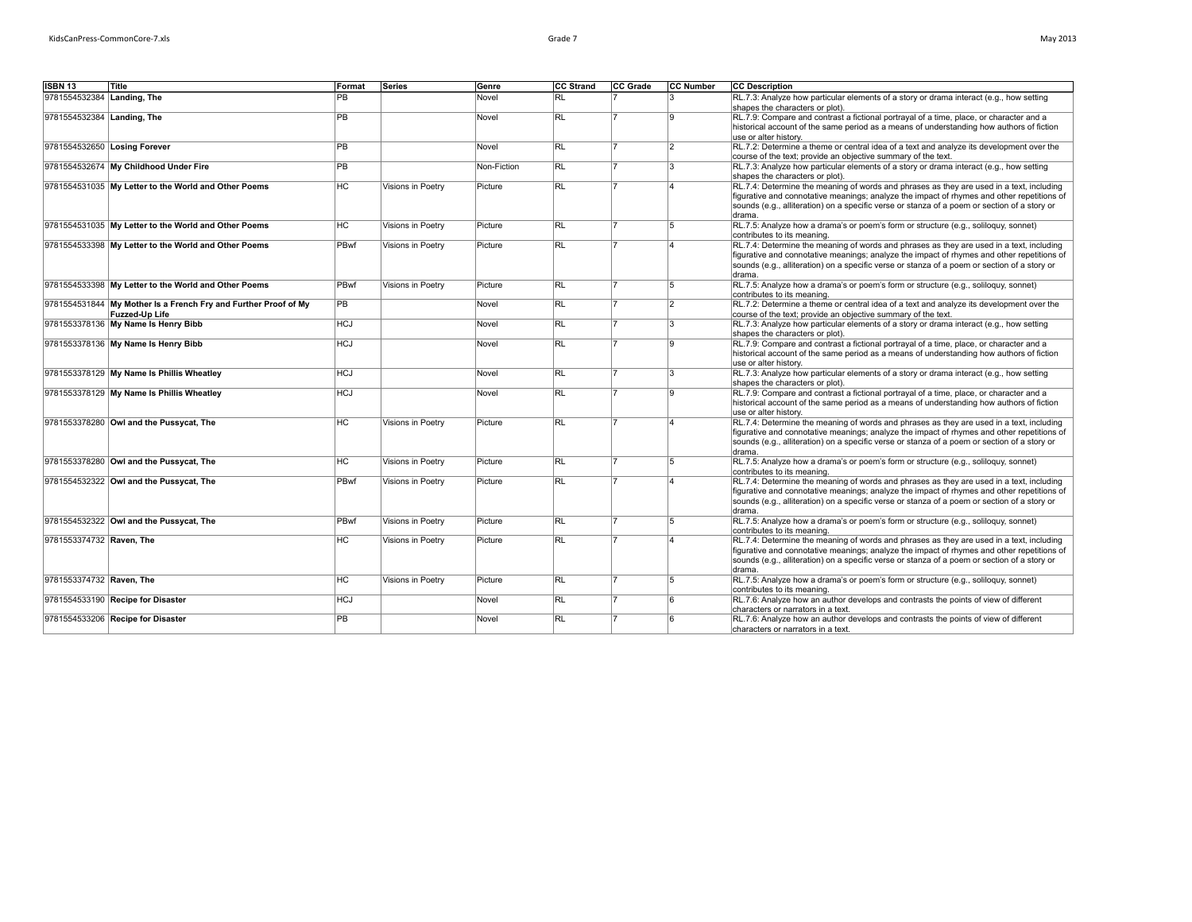| ISBN 13 | Title | Format | Series | Genre | CC Strand | CC Grade | CC Number | CC Description |
|---|---|---|---|---|---|---|---|---|
| 9781554532384 | **Landing, The** | PB | | Novel | RL | 7 | 3 | RL.7.3: Analyze how particular elements of a story or drama interact (e.g., how setting shapes the characters or plot). |
| 9781554532384 | **Landing, The** | PB | | Novel | RL | 7 | 9 | RL.7.9: Compare and contrast a fictional portrayal of a time, place, or character and a historical account of the same period as a means of understanding how authors of fiction use or alter history. |
| 9781554532650 | **Losing Forever** | PB | | Novel | RL | 7 | 2 | RL.7.2: Determine a theme or central idea of a text and analyze its development over the course of the text; provide an objective summary of the text. |
| 9781554532674 | **My Childhood Under Fire** | PB | | Non-Fiction | RL | 7 | 3 | RL.7.3: Analyze how particular elements of a story or drama interact (e.g., how setting shapes the characters or plot). |
| 9781554531035 | **My Letter to the World and Other Poems** | HC | Visions in Poetry | Picture | RL | 7 | 4 | RL.7.4: Determine the meaning of words and phrases as they are used in a text, including figurative and connotative meanings; analyze the impact of rhymes and other repetitions of sounds (e.g., alliteration) on a specific verse or stanza of a poem or section of a story or drama. |
| 9781554531035 | **My Letter to the World and Other Poems** | HC | Visions in Poetry | Picture | RL | 7 | 5 | RL.7.5: Analyze how a drama's or poem's form or structure (e.g., soliloquy, sonnet) contributes to its meaning. |
| 9781554533398 | **My Letter to the World and Other Poems** | PBwf | Visions in Poetry | Picture | RL | 7 | 4 | RL.7.4: Determine the meaning of words and phrases as they are used in a text, including figurative and connotative meanings; analyze the impact of rhymes and other repetitions of sounds (e.g., alliteration) on a specific verse or stanza of a poem or section of a story or drama. |
| 9781554533398 | **My Letter to the World and Other Poems** | PBwf | Visions in Poetry | Picture | RL | 7 | 5 | RL.7.5: Analyze how a drama's or poem's form or structure (e.g., soliloquy, sonnet) contributes to its meaning. |
| 9781554531844 | **My Mother Is a French Fry and Further Proof of My Fuzzed-Up Life** | PB | | Novel | RL | 7 | 2 | RL.7.2: Determine a theme or central idea of a text and analyze its development over the course of the text; provide an objective summary of the text. |
| 9781553378136 | **My Name Is Henry Bibb** | HCJ | | Novel | RL | 7 | 3 | RL.7.3: Analyze how particular elements of a story or drama interact (e.g., how setting shapes the characters or plot). |
| 9781553378136 | **My Name Is Henry Bibb** | HCJ | | Novel | RL | 7 | 9 | RL.7.9: Compare and contrast a fictional portrayal of a time, place, or character and a historical account of the same period as a means of understanding how authors of fiction use or alter history. |
| 9781553378129 | **My Name Is Phillis Wheatley** | HCJ | | Novel | RL | 7 | 3 | RL.7.3: Analyze how particular elements of a story or drama interact (e.g., how setting shapes the characters or plot). |
| 9781553378129 | **My Name Is Phillis Wheatley** | HCJ | | Novel | RL | 7 | 9 | RL.7.9: Compare and contrast a fictional portrayal of a time, place, or character and a historical account of the same period as a means of understanding how authors of fiction use or alter history. |
| 9781553378280 | **Owl and the Pussycat, The** | HC | Visions in Poetry | Picture | RL | 7 | 4 | RL.7.4: Determine the meaning of words and phrases as they are used in a text, including figurative and connotative meanings; analyze the impact of rhymes and other repetitions of sounds (e.g., alliteration) on a specific verse or stanza of a poem or section of a story or drama. |
| 9781553378280 | **Owl and the Pussycat, The** | HC | Visions in Poetry | Picture | RL | 7 | 5 | RL.7.5: Analyze how a drama's or poem's form or structure (e.g., soliloquy, sonnet) contributes to its meaning. |
| 9781554532322 | **Owl and the Pussycat, The** | PBwf | Visions in Poetry | Picture | RL | 7 | 4 | RL.7.4: Determine the meaning of words and phrases as they are used in a text, including figurative and connotative meanings; analyze the impact of rhymes and other repetitions of sounds (e.g., alliteration) on a specific verse or stanza of a poem or section of a story or drama. |
| 9781554532322 | **Owl and the Pussycat, The** | PBwf | Visions in Poetry | Picture | RL | 7 | 5 | RL.7.5: Analyze how a drama's or poem's form or structure (e.g., soliloquy, sonnet) contributes to its meaning. |
| 9781553374732 | **Raven, The** | HC | Visions in Poetry | Picture | RL | 7 | 4 | RL.7.4: Determine the meaning of words and phrases as they are used in a text, including figurative and connotative meanings; analyze the impact of rhymes and other repetitions of sounds (e.g., alliteration) on a specific verse or stanza of a poem or section of a story or drama. |
| 9781553374732 | **Raven, The** | HC | Visions in Poetry | Picture | RL | 7 | 5 | RL.7.5: Analyze how a drama's or poem's form or structure (e.g., soliloquy, sonnet) contributes to its meaning. |
| 9781554533190 | **Recipe for Disaster** | HCJ | | Novel | RL | 7 | 6 | RL.7.6: Analyze how an author develops and contrasts the points of view of different characters or narrators in a text. |
| 9781554533206 | **Recipe for Disaster** | PB | | Novel | RL | 7 | 6 | RL.7.6: Analyze how an author develops and contrasts the points of view of different characters or narrators in a text. |